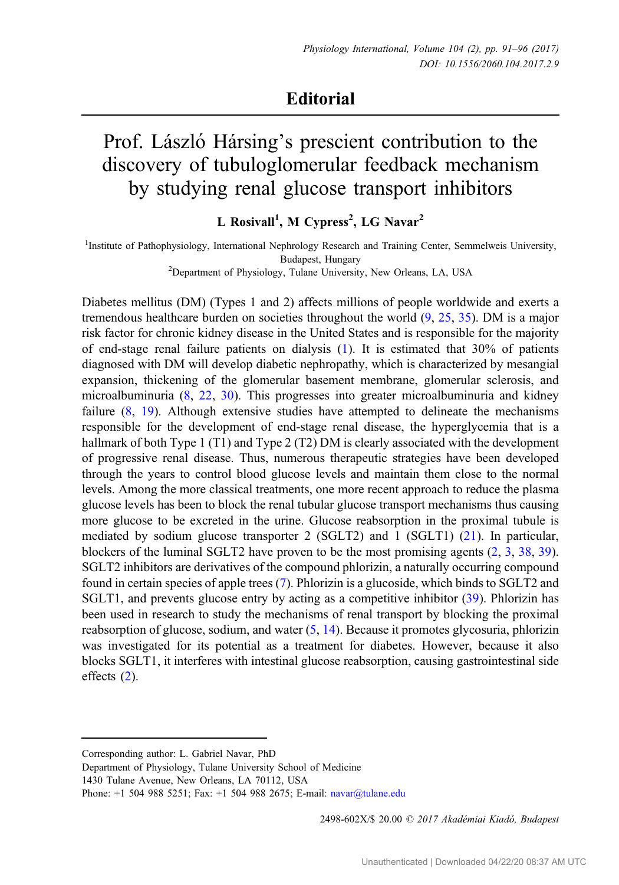# Editorial

# Prof. László Hársing's prescient contribution to the discovery of tubuloglomerular feedback mechanism by studying renal glucose transport inhibitors

**L Rosivall[1], M Cypress[2], LG Navar[2]**

[1]Institute of Pathophysiology, International Nephrology Research and Training Center, Semmelweis University, Budapest, Hungary

[2]Department of Physiology, Tulane University, New Orleans, LA, USA

Diabetes mellitus (DM) (Types 1 and 2) affects millions of people worldwide and exerts a tremendous healthcare burden on societies throughout the world (9, 25, 35). DM is a major risk factor for chronic kidney disease in the United States and is responsible for the majority of end-stage renal failure patients on dialysis (1). It is estimated that 30% of patients diagnosed with DM will develop diabetic nephropathy, which is characterized by mesangial expansion, thickening of the glomerular basement membrane, glomerular sclerosis, and microalbuminuria (8, 22, 30). This progresses into greater microalbuminuria and kidney failure (8, 19). Although extensive studies have attempted to delineate the mechanisms responsible for the development of end-stage renal disease, the hyperglycemia that is a hallmark of both Type 1 (T1) and Type 2 (T2) DM is clearly associated with the development of progressive renal disease. Thus, numerous therapeutic strategies have been developed through the years to control blood glucose levels and maintain them close to the normal levels. Among the more classical treatments, one more recent approach to reduce the plasma glucose levels has been to block the renal tubular glucose transport mechanisms thus causing more glucose to be excreted in the urine. Glucose reabsorption in the proximal tubule is mediated by sodium glucose transporter 2 (SGLT2) and 1 (SGLT1) (21). In particular, blockers of the luminal SGLT2 have proven to be the most promising agents (2, 3, 38, 39). SGLT2 inhibitors are derivatives of the compound phlorizin, a naturally occurring compound found in certain species of apple trees (7). Phlorizin is a glucoside, which binds to SGLT2 and SGLT1, and prevents glucose entry by acting as a competitive inhibitor (39). Phlorizin has been used in research to study the mechanisms of renal transport by blocking the proximal reabsorption of glucose, sodium, and water (5, 14). Because it promotes glycosuria, phlorizin was investigated for its potential as a treatment for diabetes. However, because it also blocks SGLT1, it interferes with intestinal glucose reabsorption, causing gastrointestinal side effects (2).

---

Corresponding author: L. Gabriel Navar, PhD
Department of Physiology, Tulane University School of Medicine
1430 Tulane Avenue, New Orleans, LA 70112, USA
Phone: +1 504 988 5251; Fax: +1 504 988 2675; E-mail: navar@tulane.edu

2498-602X/$ 20.00 © 2017 Akadémiai Kiadó, Budapest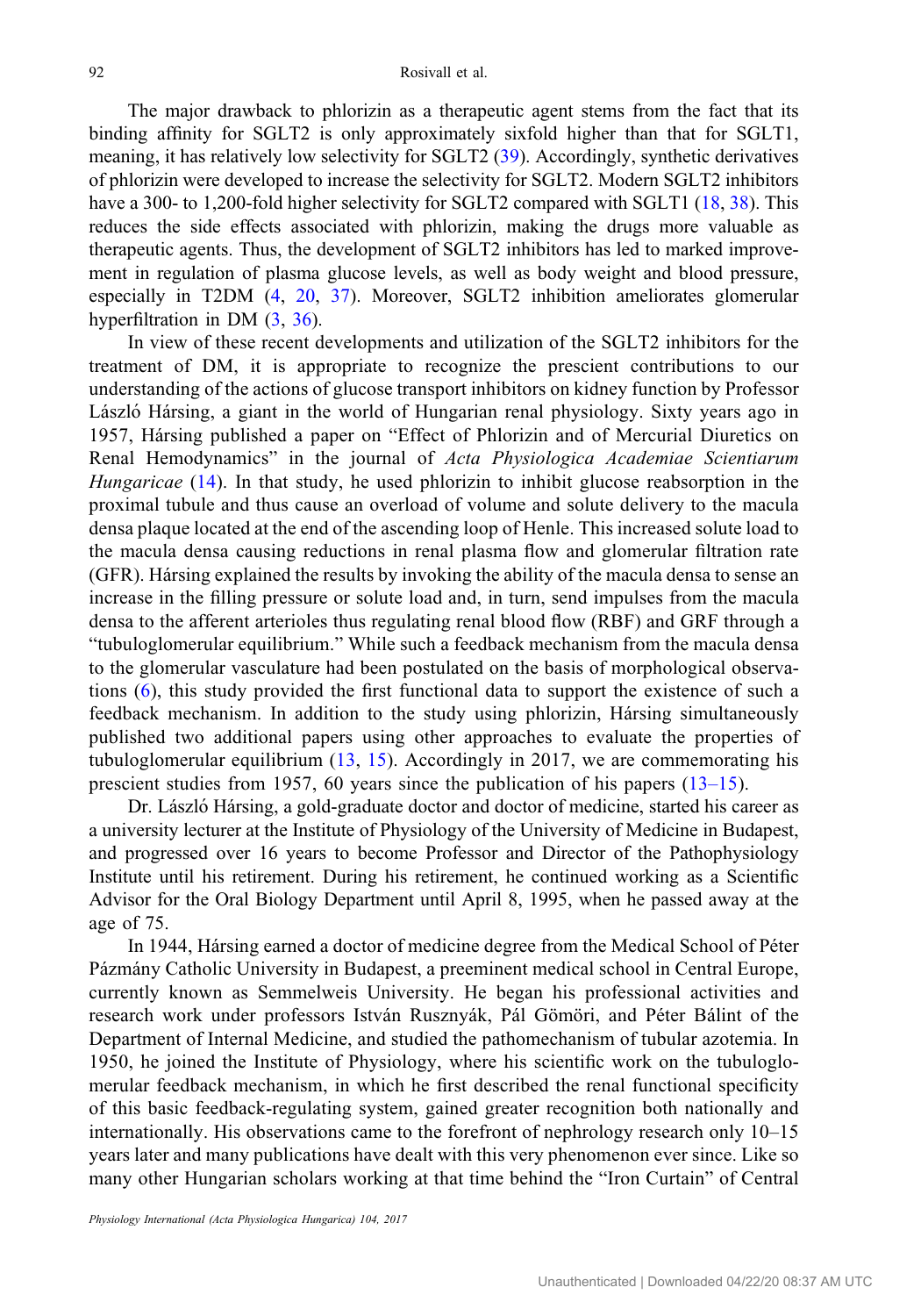The major drawback to phlorizin as a therapeutic agent stems from the fact that its binding affinity for SGLT2 is only approximately sixfold higher than that for SGLT1, meaning, it has relatively low selectivity for SGLT2 (39). Accordingly, synthetic derivatives of phlorizin were developed to increase the selectivity for SGLT2. Modern SGLT2 inhibitors have a 300- to 1,200-fold higher selectivity for SGLT2 compared with SGLT1 (18, 38). This reduces the side effects associated with phlorizin, making the drugs more valuable as therapeutic agents. Thus, the development of SGLT2 inhibitors has led to marked improvement in regulation of plasma glucose levels, as well as body weight and blood pressure, especially in T2DM (4, 20, 37). Moreover, SGLT2 inhibition ameliorates glomerular hyperfiltration in DM (3, 36).

In view of these recent developments and utilization of the SGLT2 inhibitors for the treatment of DM, it is appropriate to recognize the prescient contributions to our understanding of the actions of glucose transport inhibitors on kidney function by Professor László Hársing, a giant in the world of Hungarian renal physiology. Sixty years ago in 1957, Hársing published a paper on "Effect of Phlorizin and of Mercurial Diuretics on Renal Hemodynamics" in the journal of *Acta Physiologica Academiae Scientiarum Hungaricae* (14). In that study, he used phlorizin to inhibit glucose reabsorption in the proximal tubule and thus cause an overload of volume and solute delivery to the macula densa plaque located at the end of the ascending loop of Henle. This increased solute load to the macula densa causing reductions in renal plasma flow and glomerular filtration rate (GFR). Hársing explained the results by invoking the ability of the macula densa to sense an increase in the filling pressure or solute load and, in turn, send impulses from the macula densa to the afferent arterioles thus regulating renal blood flow (RBF) and GRF through a "tubuloglomerular equilibrium." While such a feedback mechanism from the macula densa to the glomerular vasculature had been postulated on the basis of morphological observations (6), this study provided the first functional data to support the existence of such a feedback mechanism. In addition to the study using phlorizin, Hársing simultaneously published two additional papers using other approaches to evaluate the properties of tubuloglomerular equilibrium (13, 15). Accordingly in 2017, we are commemorating his prescient studies from 1957, 60 years since the publication of his papers (13–15).

Dr. László Hársing, a gold-graduate doctor and doctor of medicine, started his career as a university lecturer at the Institute of Physiology of the University of Medicine in Budapest, and progressed over 16 years to become Professor and Director of the Pathophysiology Institute until his retirement. During his retirement, he continued working as a Scientific Advisor for the Oral Biology Department until April 8, 1995, when he passed away at the age of 75.

In 1944, Hársing earned a doctor of medicine degree from the Medical School of Péter Pázmány Catholic University in Budapest, a preeminent medical school in Central Europe, currently known as Semmelweis University. He began his professional activities and research work under professors István Rusznyák, Pál Gömöri, and Péter Bálint of the Department of Internal Medicine, and studied the pathomechanism of tubular azotemia. In 1950, he joined the Institute of Physiology, where his scientific work on the tubuloglomerular feedback mechanism, in which he first described the renal functional specificity of this basic feedback-regulating system, gained greater recognition both nationally and internationally. His observations came to the forefront of nephrology research only 10–15 years later and many publications have dealt with this very phenomenon ever since. Like so many other Hungarian scholars working at that time behind the "Iron Curtain" of Central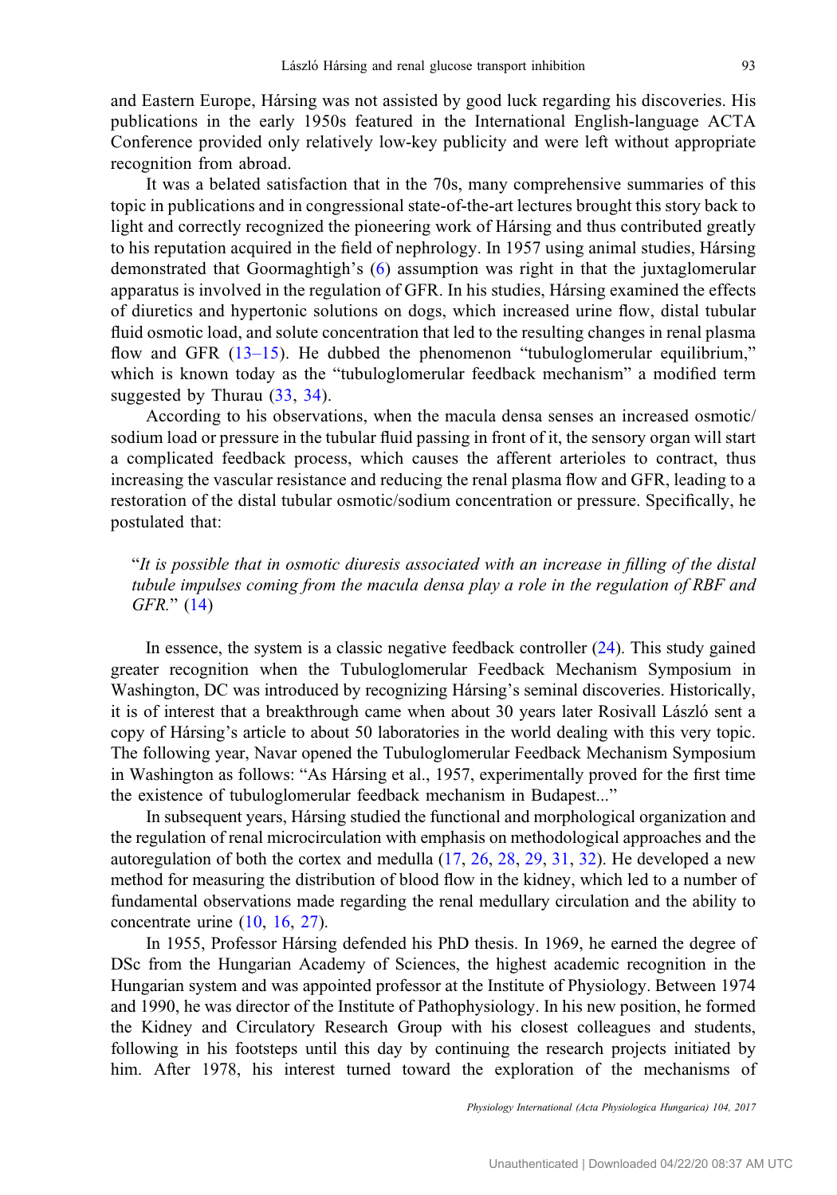and Eastern Europe, Hársing was not assisted by good luck regarding his discoveries. His publications in the early 1950s featured in the International English-language ACTA Conference provided only relatively low-key publicity and were left without appropriate recognition from abroad.

It was a belated satisfaction that in the 70s, many comprehensive summaries of this topic in publications and in congressional state-of-the-art lectures brought this story back to light and correctly recognized the pioneering work of Hársing and thus contributed greatly to his reputation acquired in the field of nephrology. In 1957 using animal studies, Hársing demonstrated that Goormaghtigh's (6) assumption was right in that the juxtaglomerular apparatus is involved in the regulation of GFR. In his studies, Hársing examined the effects of diuretics and hypertonic solutions on dogs, which increased urine flow, distal tubular fluid osmotic load, and solute concentration that led to the resulting changes in renal plasma flow and GFR (13–15). He dubbed the phenomenon "tubuloglomerular equilibrium," which is known today as the "tubuloglomerular feedback mechanism" a modified term suggested by Thurau (33, 34).

According to his observations, when the macula densa senses an increased osmotic/sodium load or pressure in the tubular fluid passing in front of it, the sensory organ will start a complicated feedback process, which causes the afferent arterioles to contract, thus increasing the vascular resistance and reducing the renal plasma flow and GFR, leading to a restoration of the distal tubular osmotic/sodium concentration or pressure. Specifically, he postulated that:

> "*It is possible that in osmotic diuresis associated with an increase in filling of the distal tubule impulses coming from the macula densa play a role in the regulation of RBF and GFR.*" (14)

In essence, the system is a classic negative feedback controller (24). This study gained greater recognition when the Tubuloglomerular Feedback Mechanism Symposium in Washington, DC was introduced by recognizing Hársing's seminal discoveries. Historically, it is of interest that a breakthrough came when about 30 years later Rosivall László sent a copy of Hársing's article to about 50 laboratories in the world dealing with this very topic. The following year, Navar opened the Tubuloglomerular Feedback Mechanism Symposium in Washington as follows: "As Hársing et al., 1957, experimentally proved for the first time the existence of tubuloglomerular feedback mechanism in Budapest..."

In subsequent years, Hársing studied the functional and morphological organization and the regulation of renal microcirculation with emphasis on methodological approaches and the autoregulation of both the cortex and medulla (17, 26, 28, 29, 31, 32). He developed a new method for measuring the distribution of blood flow in the kidney, which led to a number of fundamental observations made regarding the renal medullary circulation and the ability to concentrate urine (10, 16, 27).

In 1955, Professor Hársing defended his PhD thesis. In 1969, he earned the degree of DSc from the Hungarian Academy of Sciences, the highest academic recognition in the Hungarian system and was appointed professor at the Institute of Physiology. Between 1974 and 1990, he was director of the Institute of Pathophysiology. In his new position, he formed the Kidney and Circulatory Research Group with his closest colleagues and students, following in his footsteps until this day by continuing the research projects initiated by him. After 1978, his interest turned toward the exploration of the mechanisms of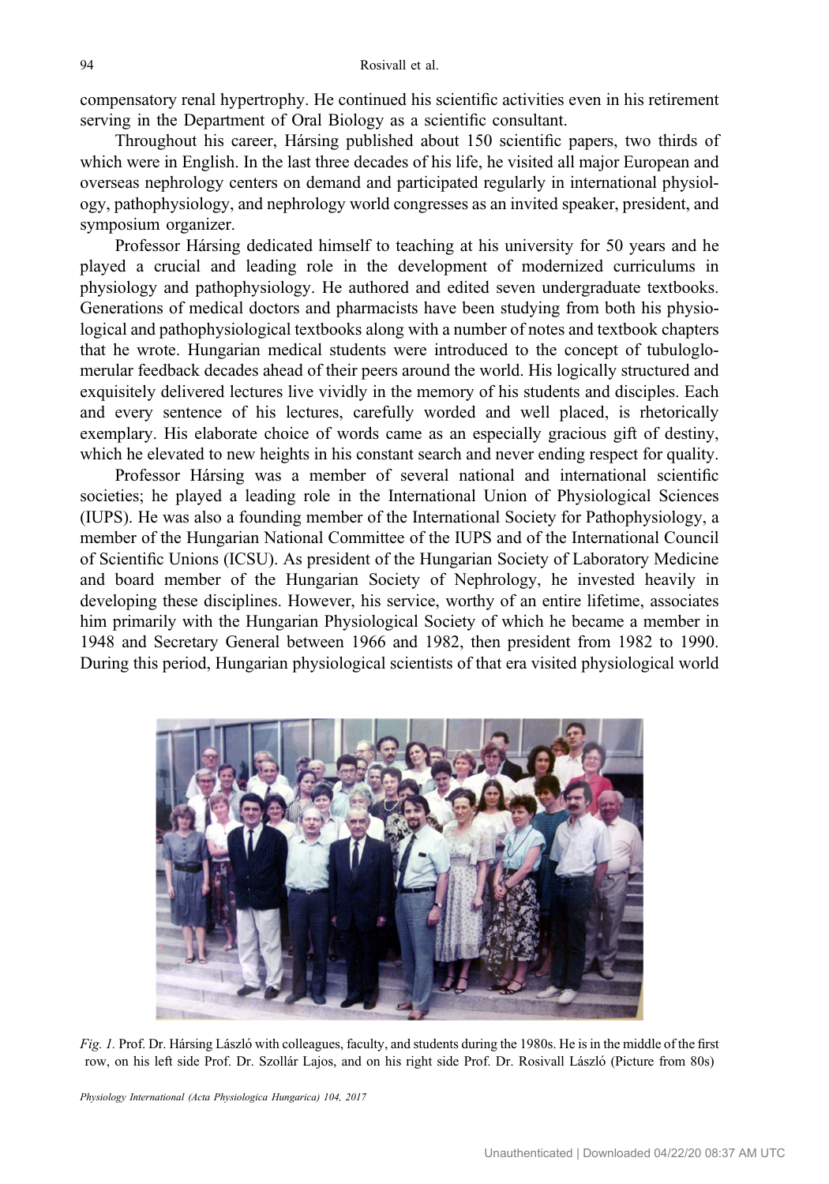compensatory renal hypertrophy. He continued his scientific activities even in his retirement serving in the Department of Oral Biology as a scientific consultant.

Throughout his career, Hársing published about 150 scientific papers, two thirds of which were in English. In the last three decades of his life, he visited all major European and overseas nephrology centers on demand and participated regularly in international physiology, pathophysiology, and nephrology world congresses as an invited speaker, president, and symposium organizer.

Professor Hársing dedicated himself to teaching at his university for 50 years and he played a crucial and leading role in the development of modernized curriculums in physiology and pathophysiology. He authored and edited seven undergraduate textbooks. Generations of medical doctors and pharmacists have been studying from both his physiological and pathophysiological textbooks along with a number of notes and textbook chapters that he wrote. Hungarian medical students were introduced to the concept of tubuloglomerular feedback decades ahead of their peers around the world. His logically structured and exquisitely delivered lectures live vividly in the memory of his students and disciples. Each and every sentence of his lectures, carefully worded and well placed, is rhetorically exemplary. His elaborate choice of words came as an especially gracious gift of destiny, which he elevated to new heights in his constant search and never ending respect for quality.

Professor Hársing was a member of several national and international scientific societies; he played a leading role in the International Union of Physiological Sciences (IUPS). He was also a founding member of the International Society for Pathophysiology, a member of the Hungarian National Committee of the IUPS and of the International Council of Scientific Unions (ICSU). As president of the Hungarian Society of Laboratory Medicine and board member of the Hungarian Society of Nephrology, he invested heavily in developing these disciplines. However, his service, worthy of an entire lifetime, associates him primarily with the Hungarian Physiological Society of which he became a member in 1948 and Secretary General between 1966 and 1982, then president from 1982 to 1990. During this period, Hungarian physiological scientists of that era visited physiological world

*Fig. 1.* Prof. Dr. Hársing László with colleagues, faculty, and students during the 1980s. He is in the middle of the first row, on his left side Prof. Dr. Szollár Lajos, and on his right side Prof. Dr. Rosivall László (Picture from 80s)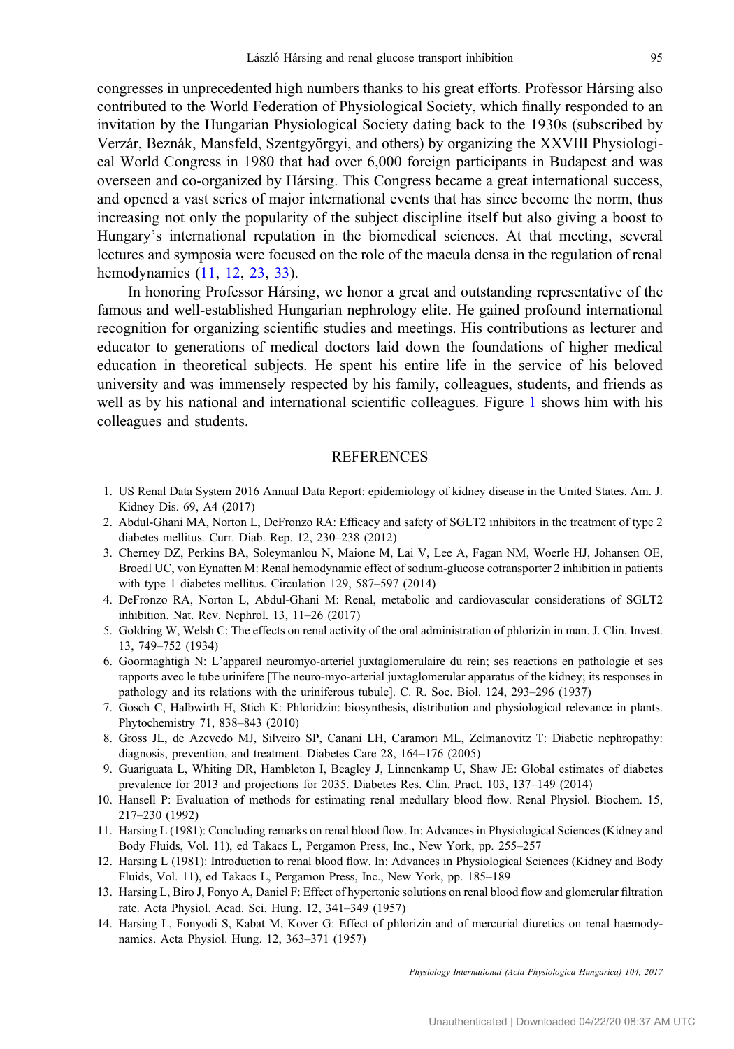congresses in unprecedented high numbers thanks to his great efforts. Professor Hársing also contributed to the World Federation of Physiological Society, which finally responded to an invitation by the Hungarian Physiological Society dating back to the 1930s (subscribed by Verzár, Beznák, Mansfeld, Szentgyörgyi, and others) by organizing the XXVIII Physiological World Congress in 1980 that had over 6,000 foreign participants in Budapest and was overseen and co-organized by Hársing. This Congress became a great international success, and opened a vast series of major international events that has since become the norm, thus increasing not only the popularity of the subject discipline itself but also giving a boost to Hungary's international reputation in the biomedical sciences. At that meeting, several lectures and symposia were focused on the role of the macula densa in the regulation of renal hemodynamics (11, 12, 23, 33).

In honoring Professor Hársing, we honor a great and outstanding representative of the famous and well-established Hungarian nephrology elite. He gained profound international recognition for organizing scientific studies and meetings. His contributions as lecturer and educator to generations of medical doctors laid down the foundations of higher medical education in theoretical subjects. He spent his entire life in the service of his beloved university and was immensely respected by his family, colleagues, students, and friends as well as by his national and international scientific colleagues. Figure 1 shows him with his colleagues and students.

## REFERENCES

1. US Renal Data System 2016 Annual Data Report: epidemiology of kidney disease in the United States. Am. J. Kidney Dis. 69, A4 (2017)
2. Abdul-Ghani MA, Norton L, DeFronzo RA: Efficacy and safety of SGLT2 inhibitors in the treatment of type 2 diabetes mellitus. Curr. Diab. Rep. 12, 230–238 (2012)
3. Cherney DZ, Perkins BA, Soleymanlou N, Maione M, Lai V, Lee A, Fagan NM, Woerle HJ, Johansen OE, Broedl UC, von Eynatten M: Renal hemodynamic effect of sodium-glucose cotransporter 2 inhibition in patients with type 1 diabetes mellitus. Circulation 129, 587–597 (2014)
4. DeFronzo RA, Norton L, Abdul-Ghani M: Renal, metabolic and cardiovascular considerations of SGLT2 inhibition. Nat. Rev. Nephrol. 13, 11–26 (2017)
5. Goldring W, Welsh C: The effects on renal activity of the oral administration of phlorizin in man. J. Clin. Invest. 13, 749–752 (1934)
6. Goormaghtigh N: L'appareil neuromyo-arteriel juxtaglomerulaire du rein; ses reactions en pathologie et ses rapports avec le tube urinifere [The neuro-myo-arterial juxtaglomerular apparatus of the kidney; its responses in pathology and its relations with the uriniferous tubule]. C. R. Soc. Biol. 124, 293–296 (1937)
7. Gosch C, Halbwirth H, Stich K: Phloridzin: biosynthesis, distribution and physiological relevance in plants. Phytochemistry 71, 838–843 (2010)
8. Gross JL, de Azevedo MJ, Silveiro SP, Canani LH, Caramori ML, Zelmanovitz T: Diabetic nephropathy: diagnosis, prevention, and treatment. Diabetes Care 28, 164–176 (2005)
9. Guariguata L, Whiting DR, Hambleton I, Beagley J, Linnenkamp U, Shaw JE: Global estimates of diabetes prevalence for 2013 and projections for 2035. Diabetes Res. Clin. Pract. 103, 137–149 (2014)
10. Hansell P: Evaluation of methods for estimating renal medullary blood flow. Renal Physiol. Biochem. 15, 217–230 (1992)
11. Harsing L (1981): Concluding remarks on renal blood flow. In: Advances in Physiological Sciences (Kidney and Body Fluids, Vol. 11), ed Takacs L, Pergamon Press, Inc., New York, pp. 255–257
12. Harsing L (1981): Introduction to renal blood flow. In: Advances in Physiological Sciences (Kidney and Body Fluids, Vol. 11), ed Takacs L, Pergamon Press, Inc., New York, pp. 185–189
13. Harsing L, Biro J, Fonyo A, Daniel F: Effect of hypertonic solutions on renal blood flow and glomerular filtration rate. Acta Physiol. Acad. Sci. Hung. 12, 341–349 (1957)
14. Harsing L, Fonyodi S, Kabat M, Kover G: Effect of phlorizin and of mercurial diuretics on renal haemodynamics. Acta Physiol. Hung. 12, 363–371 (1957)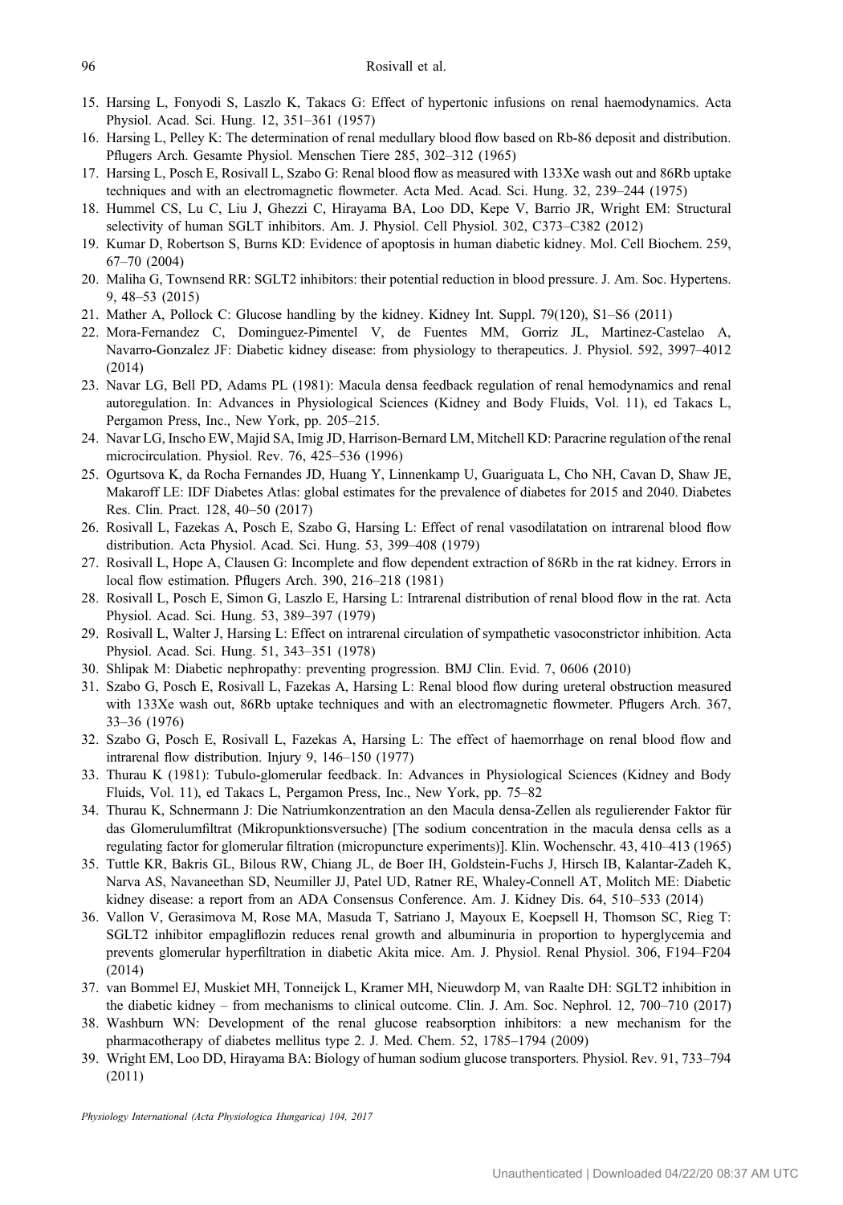15. Harsing L, Fonyodi S, Laszlo K, Takacs G: Effect of hypertonic infusions on renal haemodynamics. Acta Physiol. Acad. Sci. Hung. 12, 351–361 (1957)
16. Harsing L, Pelley K: The determination of renal medullary blood flow based on Rb-86 deposit and distribution. Pflugers Arch. Gesamte Physiol. Menschen Tiere 285, 302–312 (1965)
17. Harsing L, Posch E, Rosivall L, Szabo G: Renal blood flow as measured with 133Xe wash out and 86Rb uptake techniques and with an electromagnetic flowmeter. Acta Med. Acad. Sci. Hung. 32, 239–244 (1975)
18. Hummel CS, Lu C, Liu J, Ghezzi C, Hirayama BA, Loo DD, Kepe V, Barrio JR, Wright EM: Structural selectivity of human SGLT inhibitors. Am. J. Physiol. Cell Physiol. 302, C373–C382 (2012)
19. Kumar D, Robertson S, Burns KD: Evidence of apoptosis in human diabetic kidney. Mol. Cell Biochem. 259, 67–70 (2004)
20. Maliha G, Townsend RR: SGLT2 inhibitors: their potential reduction in blood pressure. J. Am. Soc. Hypertens. 9, 48–53 (2015)
21. Mather A, Pollock C: Glucose handling by the kidney. Kidney Int. Suppl. 79(120), S1–S6 (2011)
22. Mora-Fernandez C, Dominguez-Pimentel V, de Fuentes MM, Gorriz JL, Martinez-Castelao A, Navarro-Gonzalez JF: Diabetic kidney disease: from physiology to therapeutics. J. Physiol. 592, 3997–4012 (2014)
23. Navar LG, Bell PD, Adams PL (1981): Macula densa feedback regulation of renal hemodynamics and renal autoregulation. In: Advances in Physiological Sciences (Kidney and Body Fluids, Vol. 11), ed Takacs L, Pergamon Press, Inc., New York, pp. 205–215.
24. Navar LG, Inscho EW, Majid SA, Imig JD, Harrison-Bernard LM, Mitchell KD: Paracrine regulation of the renal microcirculation. Physiol. Rev. 76, 425–536 (1996)
25. Ogurtsova K, da Rocha Fernandes JD, Huang Y, Linnenkamp U, Guariguata L, Cho NH, Cavan D, Shaw JE, Makaroff LE: IDF Diabetes Atlas: global estimates for the prevalence of diabetes for 2015 and 2040. Diabetes Res. Clin. Pract. 128, 40–50 (2017)
26. Rosivall L, Fazekas A, Posch E, Szabo G, Harsing L: Effect of renal vasodilatation on intrarenal blood flow distribution. Acta Physiol. Acad. Sci. Hung. 53, 399–408 (1979)
27. Rosivall L, Hope A, Clausen G: Incomplete and flow dependent extraction of 86Rb in the rat kidney. Errors in local flow estimation. Pflugers Arch. 390, 216–218 (1981)
28. Rosivall L, Posch E, Simon G, Laszlo E, Harsing L: Intrarenal distribution of renal blood flow in the rat. Acta Physiol. Acad. Sci. Hung. 53, 389–397 (1979)
29. Rosivall L, Walter J, Harsing L: Effect on intrarenal circulation of sympathetic vasoconstrictor inhibition. Acta Physiol. Acad. Sci. Hung. 51, 343–351 (1978)
30. Shlipak M: Diabetic nephropathy: preventing progression. BMJ Clin. Evid. 7, 0606 (2010)
31. Szabo G, Posch E, Rosivall L, Fazekas A, Harsing L: Renal blood flow during ureteral obstruction measured with 133Xe wash out, 86Rb uptake techniques and with an electromagnetic flowmeter. Pflugers Arch. 367, 33–36 (1976)
32. Szabo G, Posch E, Rosivall L, Fazekas A, Harsing L: The effect of haemorrhage on renal blood flow and intrarenal flow distribution. Injury 9, 146–150 (1977)
33. Thurau K (1981): Tubulo-glomerular feedback. In: Advances in Physiological Sciences (Kidney and Body Fluids, Vol. 11), ed Takacs L, Pergamon Press, Inc., New York, pp. 75–82
34. Thurau K, Schnermann J: Die Natriumkonzentration an den Macula densa-Zellen als regulierender Faktor für das Glomerulumfiltrat (Mikropunktionsversuche) [The sodium concentration in the macula densa cells as a regulating factor for glomerular filtration (micropuncture experiments)]. Klin. Wochenschr. 43, 410–413 (1965)
35. Tuttle KR, Bakris GL, Bilous RW, Chiang JL, de Boer IH, Goldstein-Fuchs J, Hirsch IB, Kalantar-Zadeh K, Narva AS, Navaneethan SD, Neumiller JJ, Patel UD, Ratner RE, Whaley-Connell AT, Molitch ME: Diabetic kidney disease: a report from an ADA Consensus Conference. Am. J. Kidney Dis. 64, 510–533 (2014)
36. Vallon V, Gerasimova M, Rose MA, Masuda T, Satriano J, Mayoux E, Koepsell H, Thomson SC, Rieg T: SGLT2 inhibitor empagliflozin reduces renal growth and albuminuria in proportion to hyperglycemia and prevents glomerular hyperfiltration in diabetic Akita mice. Am. J. Physiol. Renal Physiol. 306, F194–F204 (2014)
37. van Bommel EJ, Muskiet MH, Tonneijck L, Kramer MH, Nieuwdorp M, van Raalte DH: SGLT2 inhibition in the diabetic kidney – from mechanisms to clinical outcome. Clin. J. Am. Soc. Nephrol. 12, 700–710 (2017)
38. Washburn WN: Development of the renal glucose reabsorption inhibitors: a new mechanism for the pharmacotherapy of diabetes mellitus type 2. J. Med. Chem. 52, 1785–1794 (2009)
39. Wright EM, Loo DD, Hirayama BA: Biology of human sodium glucose transporters. Physiol. Rev. 91, 733–794 (2011)